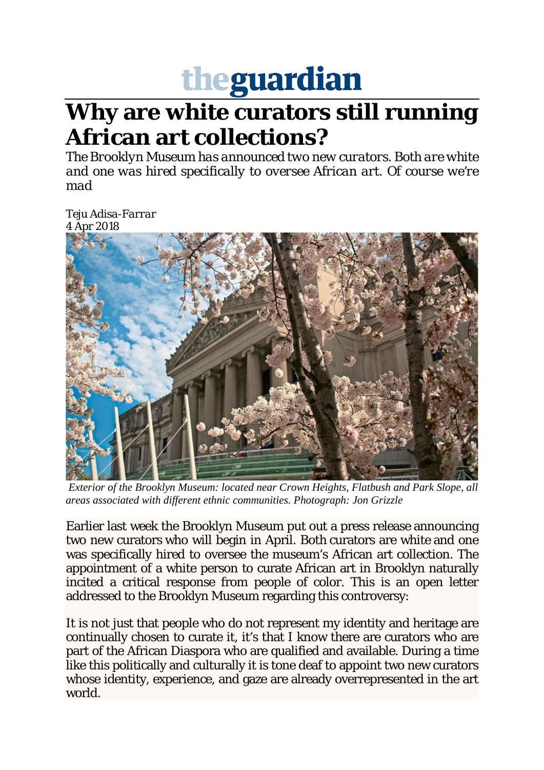theguardian

# Why are white curators still running African art collections?

*The Brooklyn Museum has announced two new curators. Both are white and one was hired specifically to oversee African art. Of course we're mad*

Teju Adisa-Farrar
4 Apr 2018

*Exterior of the Brooklyn Museum: located near Crown Heights, Flatbush and Park Slope, all areas associated with different ethnic communities. Photograph: Jon Grizzle*

Earlier last week the Brooklyn Museum put out a press release announcing two new curators who will begin in April. Both curators are white and one was specifically hired to oversee the museum's African art collection. The appointment of a white person to curate African art in Brooklyn naturally incited a critical response from people of color. This is an open letter addressed to the Brooklyn Museum regarding this controversy:

It is not just that people who do not represent my identity and heritage are continually chosen to curate it, it's that I know there are curators who are part of the African Diaspora who are qualified and available. During a time like this politically and culturally it is tone deaf to appoint two new curators whose identity, experience, and gaze are already overrepresented in the art world.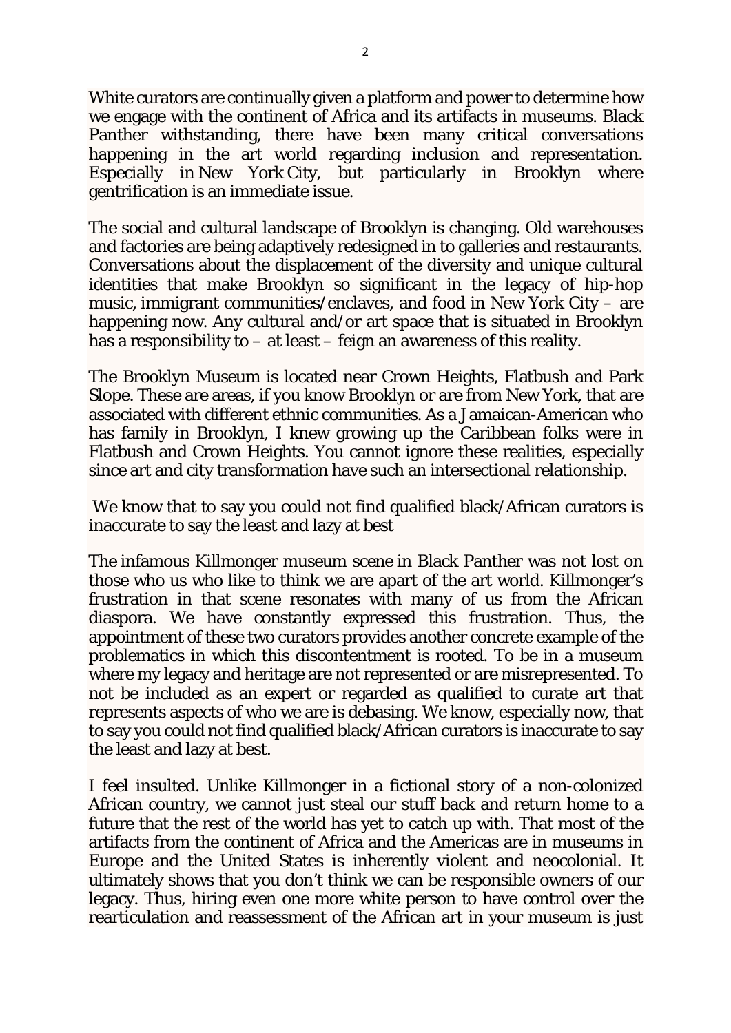White curators are continually given a platform and power to determine how we engage with the continent of Africa and its artifacts in museums. Black Panther withstanding, there have been many critical conversations happening in the art world regarding inclusion and representation. Especially in New York City, but particularly in Brooklyn where gentrification is an immediate issue.

The social and cultural landscape of Brooklyn is changing. Old warehouses and factories are being adaptively redesigned in to galleries and restaurants. Conversations about the displacement of the diversity and unique cultural identities that make Brooklyn so significant in the legacy of hip-hop music, immigrant communities/enclaves, and food in New York City – are happening now. Any cultural and/or art space that is situated in Brooklyn has a responsibility to – at least – feign an awareness of this reality.

The Brooklyn Museum is located near Crown Heights, Flatbush and Park Slope. These are areas, if you know Brooklyn or are from New York, that are associated with different ethnic communities. As a Jamaican-American who has family in Brooklyn, I knew growing up the Caribbean folks were in Flatbush and Crown Heights. You cannot ignore these realities, especially since art and city transformation have such an intersectional relationship.

We know that to say you could not find qualified black/African curators is inaccurate to say the least and lazy at best

The infamous Killmonger museum scene in Black Panther was not lost on those who us who like to think we are apart of the art world. Killmonger's frustration in that scene resonates with many of us from the African diaspora. We have constantly expressed this frustration. Thus, the appointment of these two curators provides another concrete example of the problematics in which this discontentment is rooted. To be in a museum where my legacy and heritage are not represented or are misrepresented. To not be included as an expert or regarded as qualified to curate art that represents aspects of who we are is debasing. We know, especially now, that to say you could not find qualified black/African curators is inaccurate to say the least and lazy at best.

I feel insulted. Unlike Killmonger in a fictional story of a non-colonized African country, we cannot just steal our stuff back and return home to a future that the rest of the world has yet to catch up with. That most of the artifacts from the continent of Africa and the Americas are in museums in Europe and the United States is inherently violent and neocolonial. It ultimately shows that you don't think we can be responsible owners of our legacy. Thus, hiring even one more white person to have control over the rearticulation and reassessment of the African art in your museum is just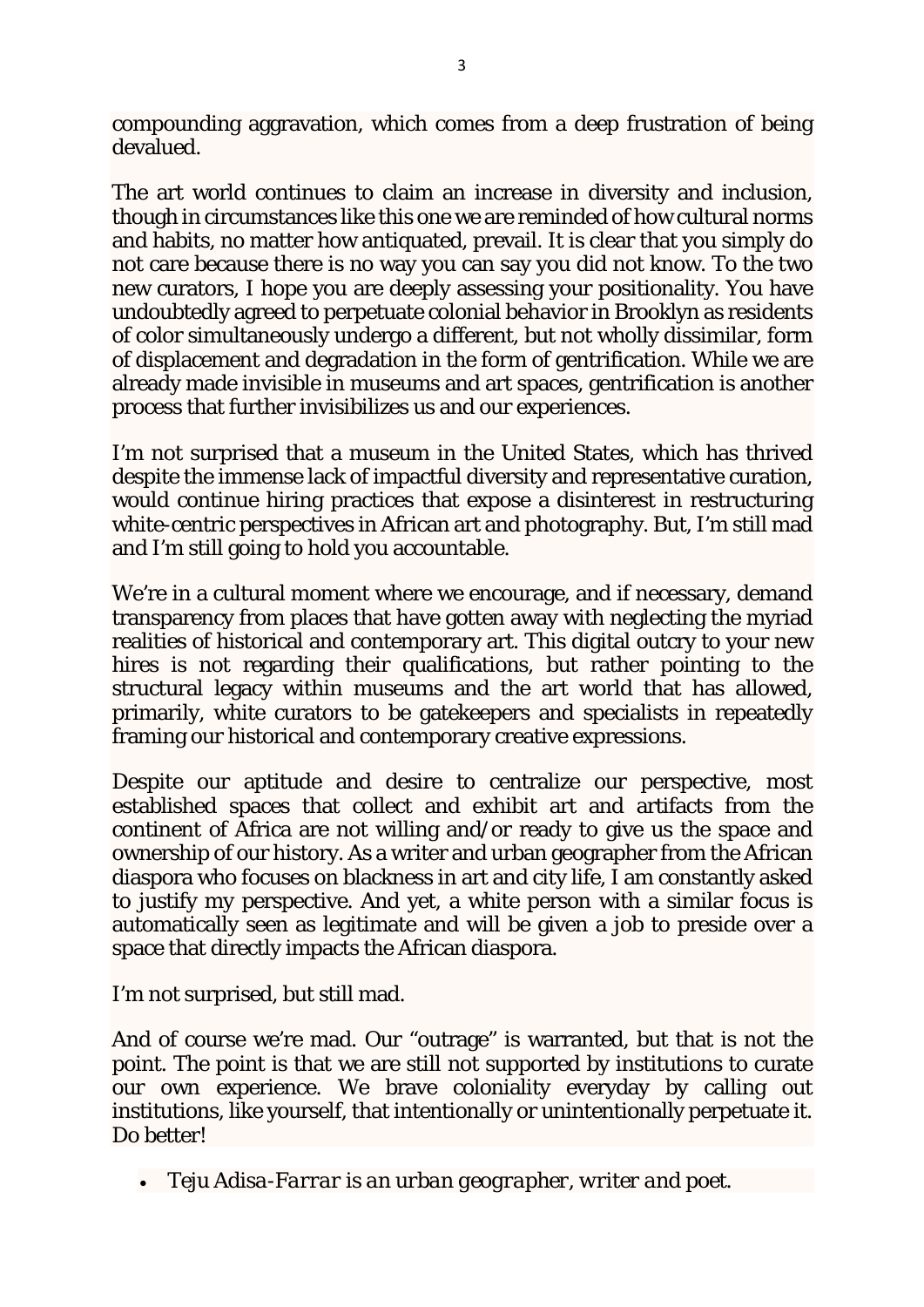compounding aggravation, which comes from a deep frustration of being devalued.

The art world continues to claim an increase in diversity and inclusion, though in circumstances like this one we are reminded of how cultural norms and habits, no matter how antiquated, prevail. It is clear that you simply do not care because there is no way you can say you did not know. To the two new curators, I hope you are deeply assessing your positionality. You have undoubtedly agreed to perpetuate colonial behavior in Brooklyn as residents of color simultaneously undergo a different, but not wholly dissimilar, form of displacement and degradation in the form of gentrification. While we are already made invisible in museums and art spaces, gentrification is another process that further invisibilizes us and our experiences.

I'm not surprised that a museum in the United States, which has thrived despite the immense lack of impactful diversity and representative curation, would continue hiring practices that expose a disinterest in restructuring white-centric perspectives in African art and photography. But, I'm still mad and I'm still going to hold you accountable.

We're in a cultural moment where we encourage, and if necessary, demand transparency from places that have gotten away with neglecting the myriad realities of historical and contemporary art. This digital outcry to your new hires is not regarding their qualifications, but rather pointing to the structural legacy within museums and the art world that has allowed, primarily, white curators to be gatekeepers and specialists in repeatedly framing our historical and contemporary creative expressions.

Despite our aptitude and desire to centralize our perspective, most established spaces that collect and exhibit art and artifacts from the continent of Africa are not willing and/or ready to give us the space and ownership of our history. As a writer and urban geographer from the African diaspora who focuses on blackness in art and city life, I am constantly asked to justify my perspective. And yet, a white person with a similar focus is automatically seen as legitimate and will be given a job to preside over a space that directly impacts the African diaspora.

I'm not surprised, but still mad.

And of course we're mad. Our "outrage" is warranted, but that is not the point. The point is that we are still not supported by institutions to curate our own experience. We brave coloniality everyday by calling out institutions, like yourself, that intentionally or unintentionally perpetuate it. Do better!

- *Teju Adisa-Farrar is an urban geographer, writer and poet.*